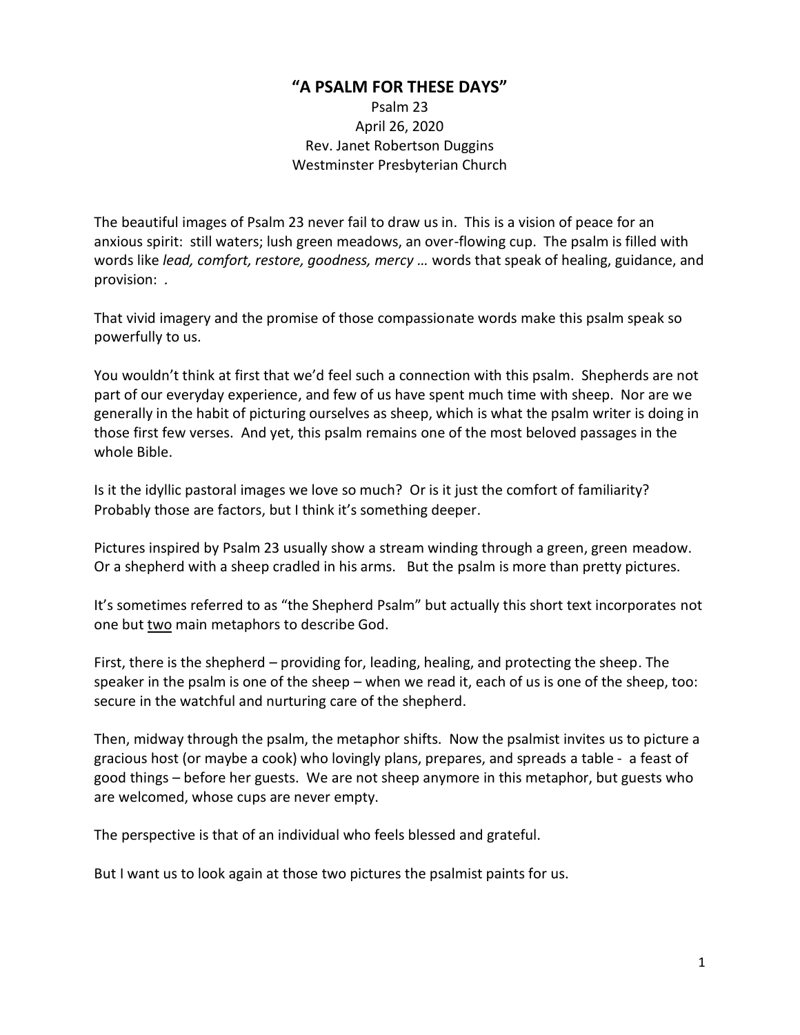# "A PSALM FOR THESE DAYS"

Psalm 23
April 26, 2020
Rev. Janet Robertson Duggins
Westminster Presbyterian Church

The beautiful images of Psalm 23 never fail to draw us in. This is a vision of peace for an anxious spirit: still waters; lush green meadows, an over-flowing cup. The psalm is filled with words like *lead, comfort, restore, goodness, mercy …* words that speak of healing, guidance, and provision: .

That vivid imagery and the promise of those compassionate words make this psalm speak so powerfully to us.

You wouldn't think at first that we'd feel such a connection with this psalm. Shepherds are not part of our everyday experience, and few of us have spent much time with sheep. Nor are we generally in the habit of picturing ourselves as sheep, which is what the psalm writer is doing in those first few verses. And yet, this psalm remains one of the most beloved passages in the whole Bible.

Is it the idyllic pastoral images we love so much? Or is it just the comfort of familiarity? Probably those are factors, but I think it's something deeper.

Pictures inspired by Psalm 23 usually show a stream winding through a green, green meadow. Or a shepherd with a sheep cradled in his arms. But the psalm is more than pretty pictures.

It's sometimes referred to as "the Shepherd Psalm" but actually this short text incorporates not one but <u>two</u> main metaphors to describe God.

First, there is the shepherd – providing for, leading, healing, and protecting the sheep. The speaker in the psalm is one of the sheep – when we read it, each of us is one of the sheep, too: secure in the watchful and nurturing care of the shepherd.

Then, midway through the psalm, the metaphor shifts. Now the psalmist invites us to picture a gracious host (or maybe a cook) who lovingly plans, prepares, and spreads a table - a feast of good things – before her guests. We are not sheep anymore in this metaphor, but guests who are welcomed, whose cups are never empty.

The perspective is that of an individual who feels blessed and grateful.

But I want us to look again at those two pictures the psalmist paints for us.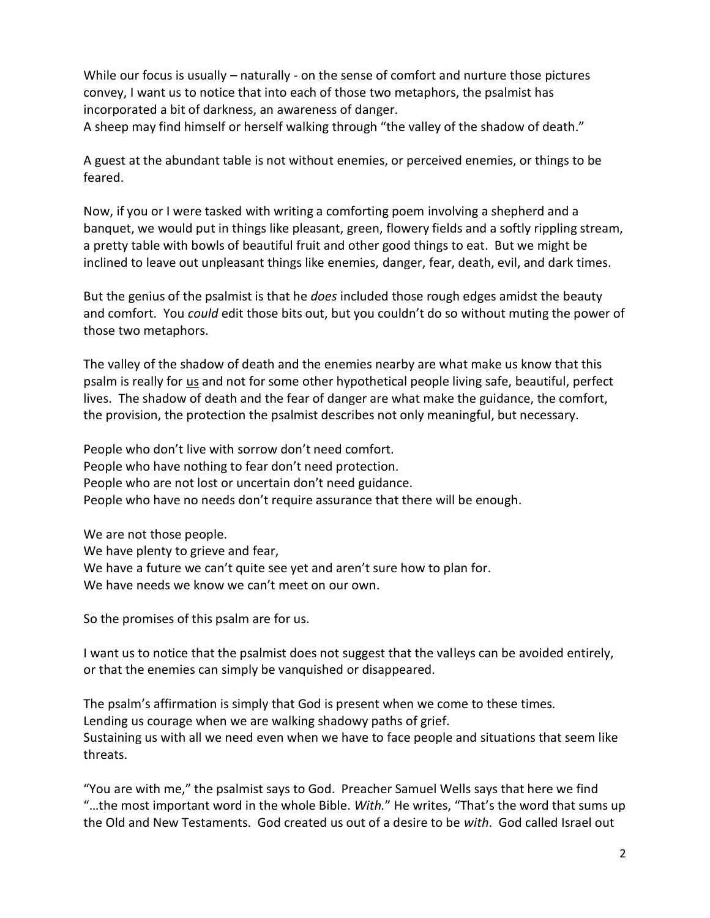While our focus is usually – naturally - on the sense of comfort and nurture those pictures convey, I want us to notice that into each of those two metaphors, the psalmist has incorporated a bit of darkness, an awareness of danger.
A sheep may find himself or herself walking through "the valley of the shadow of death."

A guest at the abundant table is not without enemies, or perceived enemies, or things to be feared.

Now, if you or I were tasked with writing a comforting poem involving a shepherd and a banquet, we would put in things like pleasant, green, flowery fields and a softly rippling stream, a pretty table with bowls of beautiful fruit and other good things to eat. But we might be inclined to leave out unpleasant things like enemies, danger, fear, death, evil, and dark times.

But the genius of the psalmist is that he *does* included those rough edges amidst the beauty and comfort. You *could* edit those bits out, but you couldn't do so without muting the power of those two metaphors.

The valley of the shadow of death and the enemies nearby are what make us know that this psalm is really for <u>us</u> and not for some other hypothetical people living safe, beautiful, perfect lives. The shadow of death and the fear of danger are what make the guidance, the comfort, the provision, the protection the psalmist describes not only meaningful, but necessary.

People who don't live with sorrow don't need comfort.
People who have nothing to fear don't need protection.
People who are not lost or uncertain don't need guidance.
People who have no needs don't require assurance that there will be enough.

We are not those people.
We have plenty to grieve and fear,
We have a future we can't quite see yet and aren't sure how to plan for.
We have needs we know we can't meet on our own.

So the promises of this psalm are for us.

I want us to notice that the psalmist does not suggest that the valleys can be avoided entirely, or that the enemies can simply be vanquished or disappeared.

The psalm's affirmation is simply that God is present when we come to these times.
Lending us courage when we are walking shadowy paths of grief.
Sustaining us with all we need even when we have to face people and situations that seem like threats.

"You are with me," the psalmist says to God. Preacher Samuel Wells says that here we find "…the most important word in the whole Bible. *With.*" He writes, "That's the word that sums up the Old and New Testaments. God created us out of a desire to be *with*. God called Israel out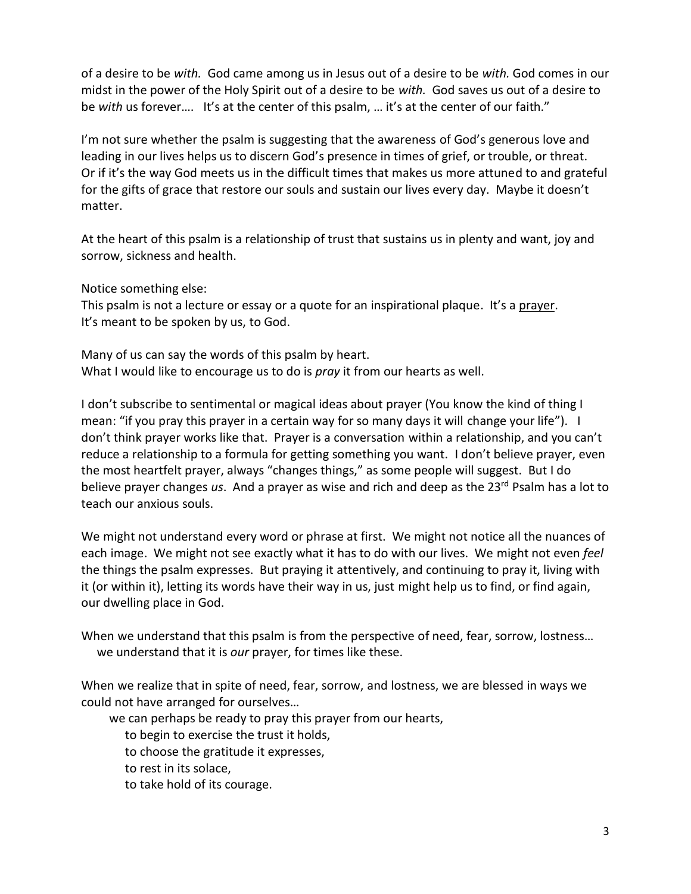of a desire to be *with.* God came among us in Jesus out of a desire to be *with.* God comes in our midst in the power of the Holy Spirit out of a desire to be *with.* God saves us out of a desire to be *with* us forever…. It's at the center of this psalm, … it's at the center of our faith."

I'm not sure whether the psalm is suggesting that the awareness of God's generous love and leading in our lives helps us to discern God's presence in times of grief, or trouble, or threat. Or if it's the way God meets us in the difficult times that makes us more attuned to and grateful for the gifts of grace that restore our souls and sustain our lives every day. Maybe it doesn't matter.

At the heart of this psalm is a relationship of trust that sustains us in plenty and want, joy and sorrow, sickness and health.

Notice something else:
This psalm is not a lecture or essay or a quote for an inspirational plaque. It's a <u>prayer</u>.
It's meant to be spoken by us, to God.

Many of us can say the words of this psalm by heart.
What I would like to encourage us to do is *pray* it from our hearts as well.

I don't subscribe to sentimental or magical ideas about prayer (You know the kind of thing I mean: "if you pray this prayer in a certain way for so many days it will change your life"). I don't think prayer works like that. Prayer is a conversation within a relationship, and you can't reduce a relationship to a formula for getting something you want. I don't believe prayer, even the most heartfelt prayer, always "changes things," as some people will suggest. But I do believe prayer changes *us*. And a prayer as wise and rich and deep as the 23rd Psalm has a lot to teach our anxious souls.

We might not understand every word or phrase at first. We might not notice all the nuances of each image. We might not see exactly what it has to do with our lives. We might not even *feel* the things the psalm expresses. But praying it attentively, and continuing to pray it, living with it (or within it), letting its words have their way in us, just might help us to find, or find again, our dwelling place in God.

When we understand that this psalm is from the perspective of need, fear, sorrow, lostness…
we understand that it is *our* prayer, for times like these.

When we realize that in spite of need, fear, sorrow, and lostness, we are blessed in ways we could not have arranged for ourselves…
we can perhaps be ready to pray this prayer from our hearts,
to begin to exercise the trust it holds,
to choose the gratitude it expresses,
to rest in its solace,
to take hold of its courage.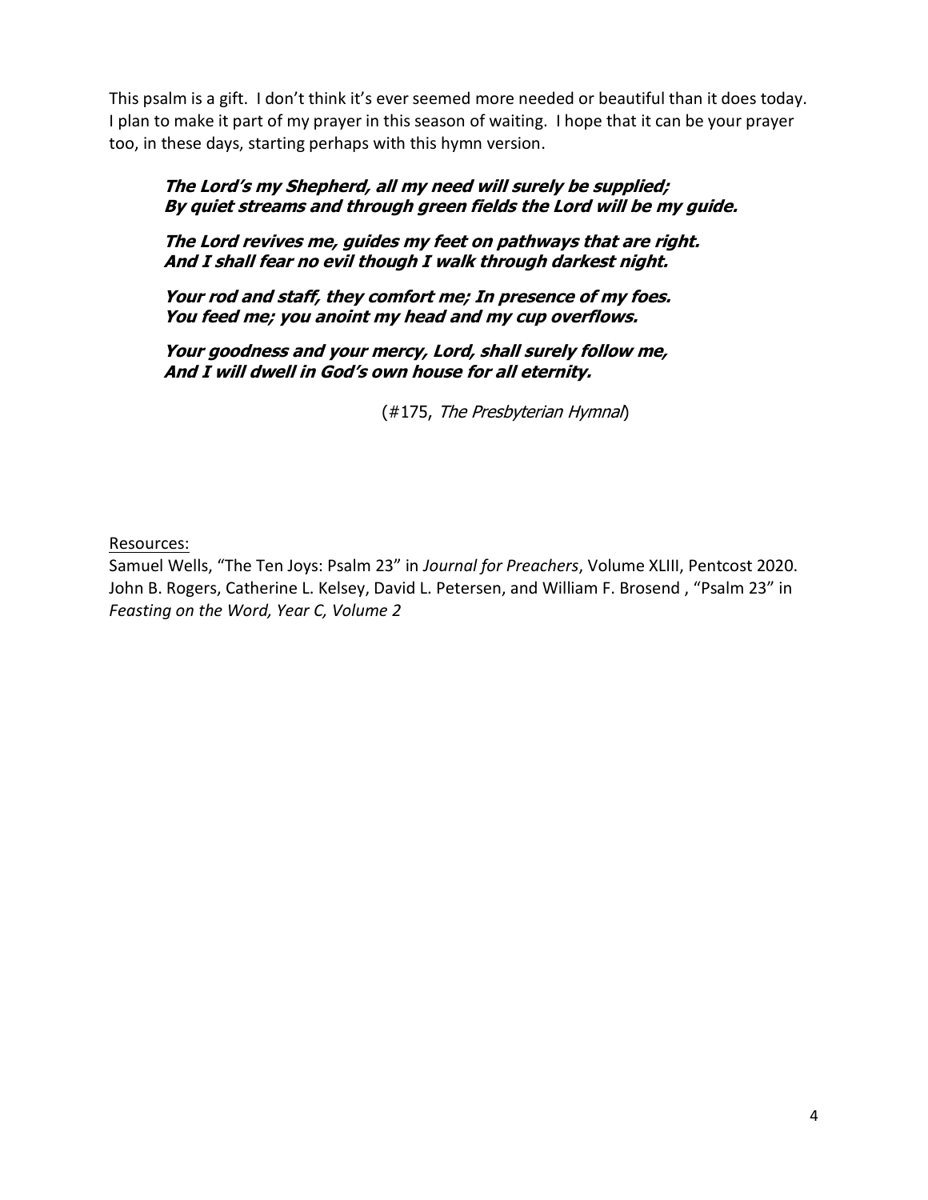This psalm is a gift. I don't think it's ever seemed more needed or beautiful than it does today. I plan to make it part of my prayer in this season of waiting. I hope that it can be your prayer too, in these days, starting perhaps with this hymn version.

> ***The Lord's my Shepherd, all my need will surely be supplied;***
> ***By quiet streams and through green fields the Lord will be my guide.***
>
> ***The Lord revives me, guides my feet on pathways that are right.***
> ***And I shall fear no evil though I walk through darkest night.***
>
> ***Your rod and staff, they comfort me; In presence of my foes.***
> ***You feed me; you anoint my head and my cup overflows.***
>
> ***Your goodness and your mercy, Lord, shall surely follow me,***
> ***And I will dwell in God's own house for all eternity.***
>
> (#175, *The Presbyterian Hymnal*)

Resources:

Samuel Wells, "The Ten Joys: Psalm 23" in *Journal for Preachers*, Volume XLIII, Pentcost 2020.
John B. Rogers, Catherine L. Kelsey, David L. Petersen, and William F. Brosend , "Psalm 23" in *Feasting on the Word, Year C, Volume 2*